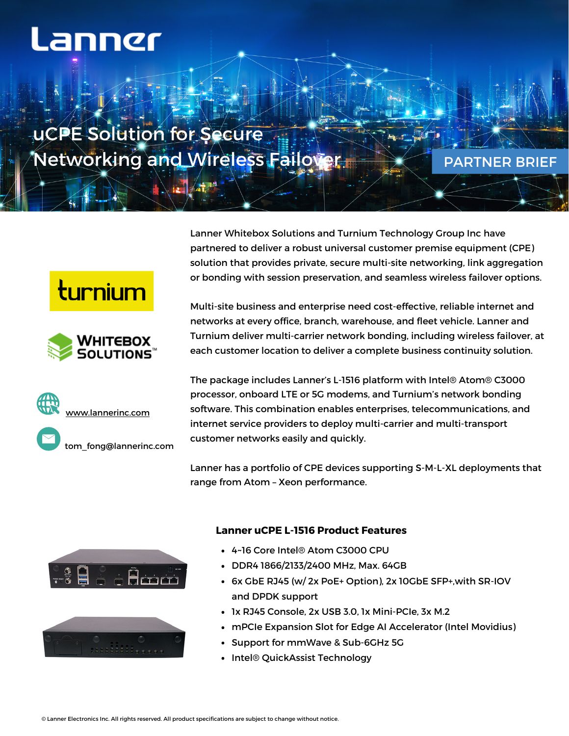# uCPE Solution for Secure Networking and Wireless Failover

PARTNER BRIEF

www.lannerinc.com

tom_fong@lannerinc.com

Lanner Whitebox Solutions and Turnium Technology Group Inc have partnered to deliver a robust universal customer premise equipment (CPE) solution that provides private, secure multi-site networking, link aggregation or bonding with session preservation, and seamless wireless failover options.

Multi-site business and enterprise need cost-effective, reliable internet and networks at every office, branch, warehouse, and fleet vehicle. Lanner and Turnium deliver multi-carrier network bonding, including wireless failover, at each customer location to deliver a complete business continuity solution.

The package includes Lanner's L-1516 platform with Intel® Atom® C3000 processor, onboard LTE or 5G modems, and Turnium's network bonding software. This combination enables enterprises, telecommunications, and internet service providers to deploy multi-carrier and multi-transport customer networks easily and quickly.

Lanner has a portfolio of CPE devices supporting S-M-L-XL deployments that range from Atom – Xeon performance.

### Lanner uCPE L-1516 Product Features

- 4~16 Core Intel® Atom C3000 CPU
- DDR4 1866/2133/2400 MHz, Max. 64GB
- 6x GbE RJ45 (w/ 2x PoE+ Option), 2x 10GbE SFP+,with SR-IOV and DPDK support
- 1x RJ45 Console, 2x USB 3.0, 1x Mini-PCIe, 3x M.2
- mPCIe Expansion Slot for Edge AI Accelerator (Intel Movidius)
- Support for mmWave & Sub-6GHz 5G
- Intel® QuickAssist Technology

© Lanner Electronics Inc. All rights reserved. All product specifications are subject to change without notice.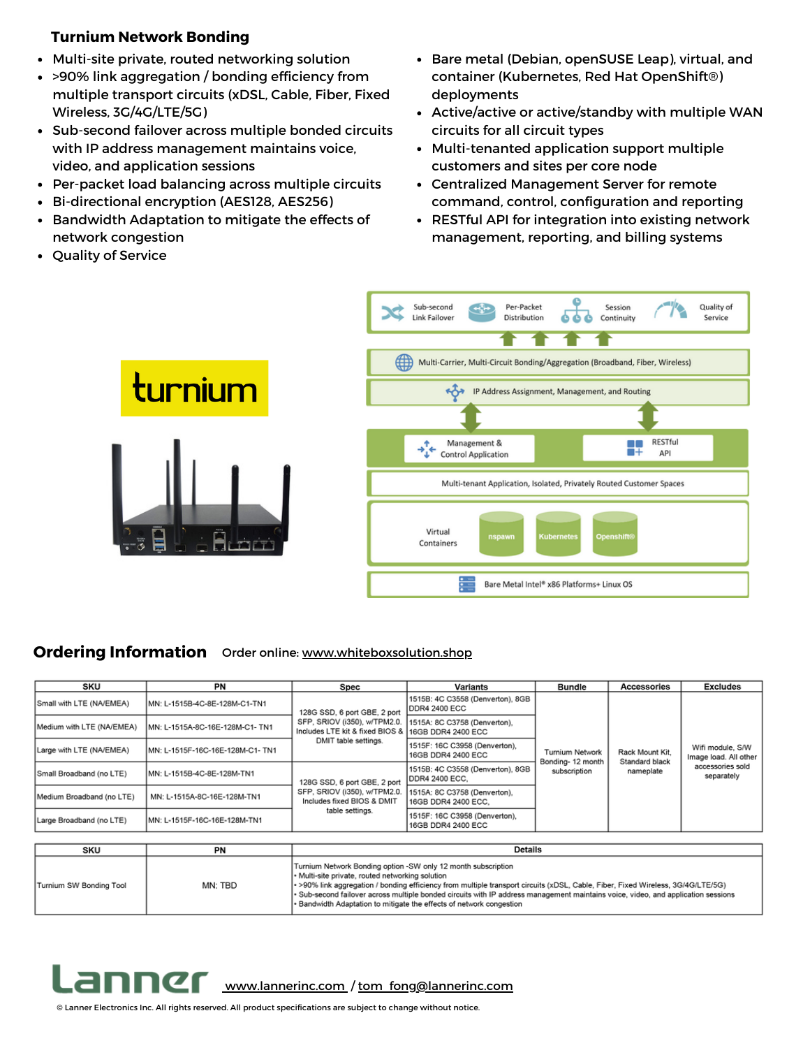### Turnium Network Bonding

- Multi-site private, routed networking solution
- >90% link aggregation / bonding efficiency from multiple transport circuits (xDSL, Cable, Fiber, Fixed Wireless, 3G/4G/LTE/5G)
- Sub-second failover across multiple bonded circuits with IP address management maintains voice, video, and application sessions
- Per-packet load balancing across multiple circuits
- Bi-directional encryption (AES128, AES256)
- Bandwidth Adaptation to mitigate the effects of network congestion
- Quality of Service
- Bare metal (Debian, openSUSE Leap), virtual, and container (Kubernetes, Red Hat OpenShift®) deployments
- Active/active or active/standby with multiple WAN circuits for all circuit types
- Multi-tenanted application support multiple customers and sites per core node
- Centralized Management Server for remote command, control, configuration and reporting
- RESTful API for integration into existing network management, reporting, and billing systems

turnium

Sub-second Link Failover
Per-Packet Distribution
Session Continuity
Quality of Service
Multi-Carrier, Multi-Circuit Bonding/Aggregation (Broadband, Fiber, Wireless)
IP Address Assignment, Management, and Routing
Management & Control Application
RESTful API
Multi-tenant Application, Isolated, Privately Routed Customer Spaces
Virtual Containers
nspawn
Kubernetes
Openshift®
Bare Metal Intel® x86 Platforms+ Linux OS

## Ordering Information

Order online: www.whiteboxsolution.shop

| SKU | PN | Spec | Variants | Bundle | Accessories | Excludes |
|---|---|---|---|---|---|---|
| Small with LTE (NA/EMEA) | MN: L-1515B-4C-8E-128M-C1-TN1 | 128G SSD, 6 port GBE, 2 port SFP, SRIOV (i350), w/TPM2.0. Includes LTE kit & fixed BIOS & DMIT table settings. | 1515B: 4C C3558 (Denverton), 8GB DDR4 2400 ECC | Turnium Network Bonding- 12 month subscription | Rack Mount Kit, Standard black nameplate | Wifi module, S/W Image load. All other accessories sold separately |
| Medium with LTE (NA/EMEA) | MN: L-1515A-8C-16E-128M-C1- TN1 | | 1515A: 8C C3758 (Denverton), 16GB DDR4 2400 ECC | | | |
| Large with LTE (NA/EMEA) | MN: L-1515F-16C-16E-128M-C1- TN1 | | 1515F: 16C C3958 (Denverton), 16GB DDR4 2400 ECC | | | |
| Small Broadband (no LTE) | MN: L-1515B-4C-8E-128M-TN1 | 128G SSD, 6 port GBE, 2 port SFP, SRIOV (i350), w/TPM2.0. Includes fixed BIOS & DMIT table settings. | 1515B: 4C C3558 (Denverton), 8GB DDR4 2400 ECC, | | | |
| Medium Broadband (no LTE) | MN: L-1515A-8C-16E-128M-TN1 | | 1515A: 8C C3758 (Denverton), 16GB DDR4 2400 ECC, | | | |
| Large Broadband (no LTE) | MN: L-1515F-16C-16E-128M-TN1 | | 1515F: 16C C3958 (Denverton), 16GB DDR4 2400 ECC | | | |

| SKU | PN | Details |
|---|---|---|
| Turnium SW Bonding Tool | MN: TBD | Turnium Network Bonding option -SW only 12 month subscription<br>• Multi-site private, routed networking solution<br>• >90% link aggregation / bonding efficiency from multiple transport circuits (xDSL, Cable, Fiber, Fixed Wireless, 3G/4G/LTE/5G)<br>• Sub-second failover across multiple bonded circuits with IP address management maintains voice, video, and application sessions<br>• Bandwidth Adaptation to mitigate the effects of network congestion |

Lanner www.lannerinc.com / tom_fong@lannerinc.com

© Lanner Electronics Inc. All rights reserved. All product specifications are subject to change without notice.